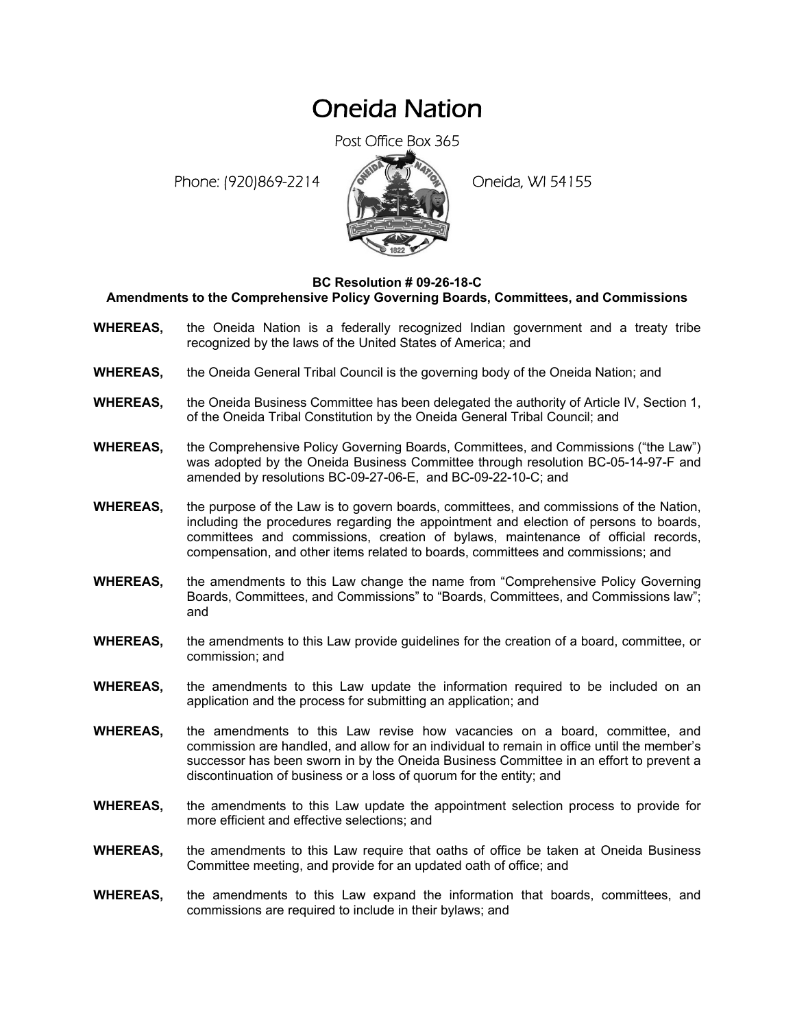# Oneida Nation

Post Office Box 365

Phone: (920)869-2214 Oneida, WI 54155

**BC Resolution # 09-26-18-C**
**Amendments to the Comprehensive Policy Governing Boards, Committees, and Commissions**

**WHEREAS,** the Oneida Nation is a federally recognized Indian government and a treaty tribe recognized by the laws of the United States of America; and

**WHEREAS,** the Oneida General Tribal Council is the governing body of the Oneida Nation; and

**WHEREAS,** the Oneida Business Committee has been delegated the authority of Article IV, Section 1, of the Oneida Tribal Constitution by the Oneida General Tribal Council; and

**WHEREAS,** the Comprehensive Policy Governing Boards, Committees, and Commissions ("the Law") was adopted by the Oneida Business Committee through resolution BC-05-14-97-F and amended by resolutions BC-09-27-06-E, and BC-09-22-10-C; and

**WHEREAS,** the purpose of the Law is to govern boards, committees, and commissions of the Nation, including the procedures regarding the appointment and election of persons to boards, committees and commissions, creation of bylaws, maintenance of official records, compensation, and other items related to boards, committees and commissions; and

**WHEREAS,** the amendments to this Law change the name from "Comprehensive Policy Governing Boards, Committees, and Commissions" to "Boards, Committees, and Commissions law"; and

**WHEREAS,** the amendments to this Law provide guidelines for the creation of a board, committee, or commission; and

**WHEREAS,** the amendments to this Law update the information required to be included on an application and the process for submitting an application; and

**WHEREAS,** the amendments to this Law revise how vacancies on a board, committee, and commission are handled, and allow for an individual to remain in office until the member's successor has been sworn in by the Oneida Business Committee in an effort to prevent a discontinuation of business or a loss of quorum for the entity; and

**WHEREAS,** the amendments to this Law update the appointment selection process to provide for more efficient and effective selections; and

**WHEREAS,** the amendments to this Law require that oaths of office be taken at Oneida Business Committee meeting, and provide for an updated oath of office; and

**WHEREAS,** the amendments to this Law expand the information that boards, committees, and commissions are required to include in their bylaws; and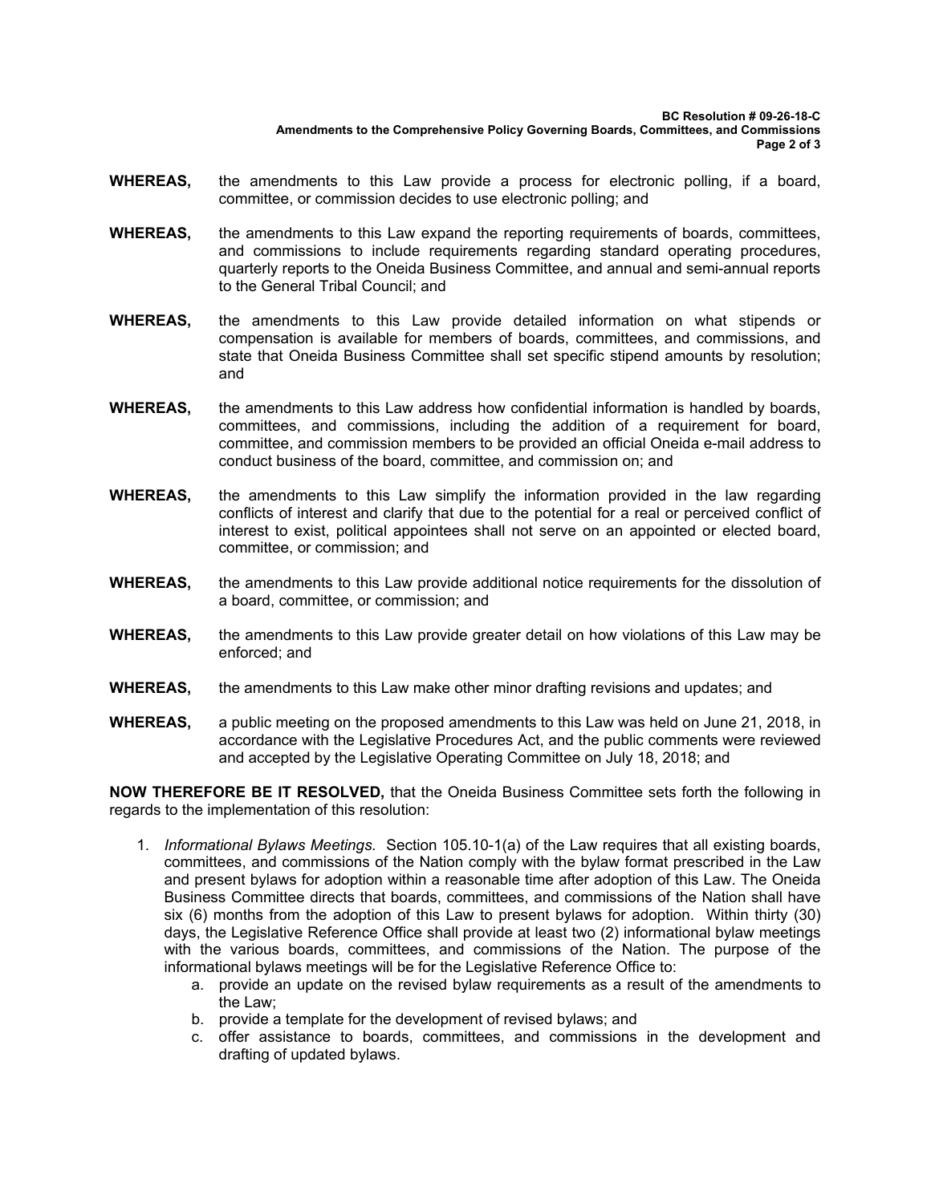**WHEREAS,** the amendments to this Law provide a process for electronic polling, if a board, committee, or commission decides to use electronic polling; and

**WHEREAS,** the amendments to this Law expand the reporting requirements of boards, committees, and commissions to include requirements regarding standard operating procedures, quarterly reports to the Oneida Business Committee, and annual and semi-annual reports to the General Tribal Council; and

**WHEREAS,** the amendments to this Law provide detailed information on what stipends or compensation is available for members of boards, committees, and commissions, and state that Oneida Business Committee shall set specific stipend amounts by resolution; and

**WHEREAS,** the amendments to this Law address how confidential information is handled by boards, committees, and commissions, including the addition of a requirement for board, committee, and commission members to be provided an official Oneida e-mail address to conduct business of the board, committee, and commission on; and

**WHEREAS,** the amendments to this Law simplify the information provided in the law regarding conflicts of interest and clarify that due to the potential for a real or perceived conflict of interest to exist, political appointees shall not serve on an appointed or elected board, committee, or commission; and

**WHEREAS,** the amendments to this Law provide additional notice requirements for the dissolution of a board, committee, or commission; and

**WHEREAS,** the amendments to this Law provide greater detail on how violations of this Law may be enforced; and

**WHEREAS,** the amendments to this Law make other minor drafting revisions and updates; and

**WHEREAS,** a public meeting on the proposed amendments to this Law was held on June 21, 2018, in accordance with the Legislative Procedures Act, and the public comments were reviewed and accepted by the Legislative Operating Committee on July 18, 2018; and

**NOW THEREFORE BE IT RESOLVED,** that the Oneida Business Committee sets forth the following in regards to the implementation of this resolution:

1. *Informational Bylaws Meetings.* Section 105.10-1(a) of the Law requires that all existing boards, committees, and commissions of the Nation comply with the bylaw format prescribed in the Law and present bylaws for adoption within a reasonable time after adoption of this Law. The Oneida Business Committee directs that boards, committees, and commissions of the Nation shall have six (6) months from the adoption of this Law to present bylaws for adoption. Within thirty (30) days, the Legislative Reference Office shall provide at least two (2) informational bylaw meetings with the various boards, committees, and commissions of the Nation. The purpose of the informational bylaws meetings will be for the Legislative Reference Office to:
   a. provide an update on the revised bylaw requirements as a result of the amendments to the Law;
   b. provide a template for the development of revised bylaws; and
   c. offer assistance to boards, committees, and commissions in the development and drafting of updated bylaws.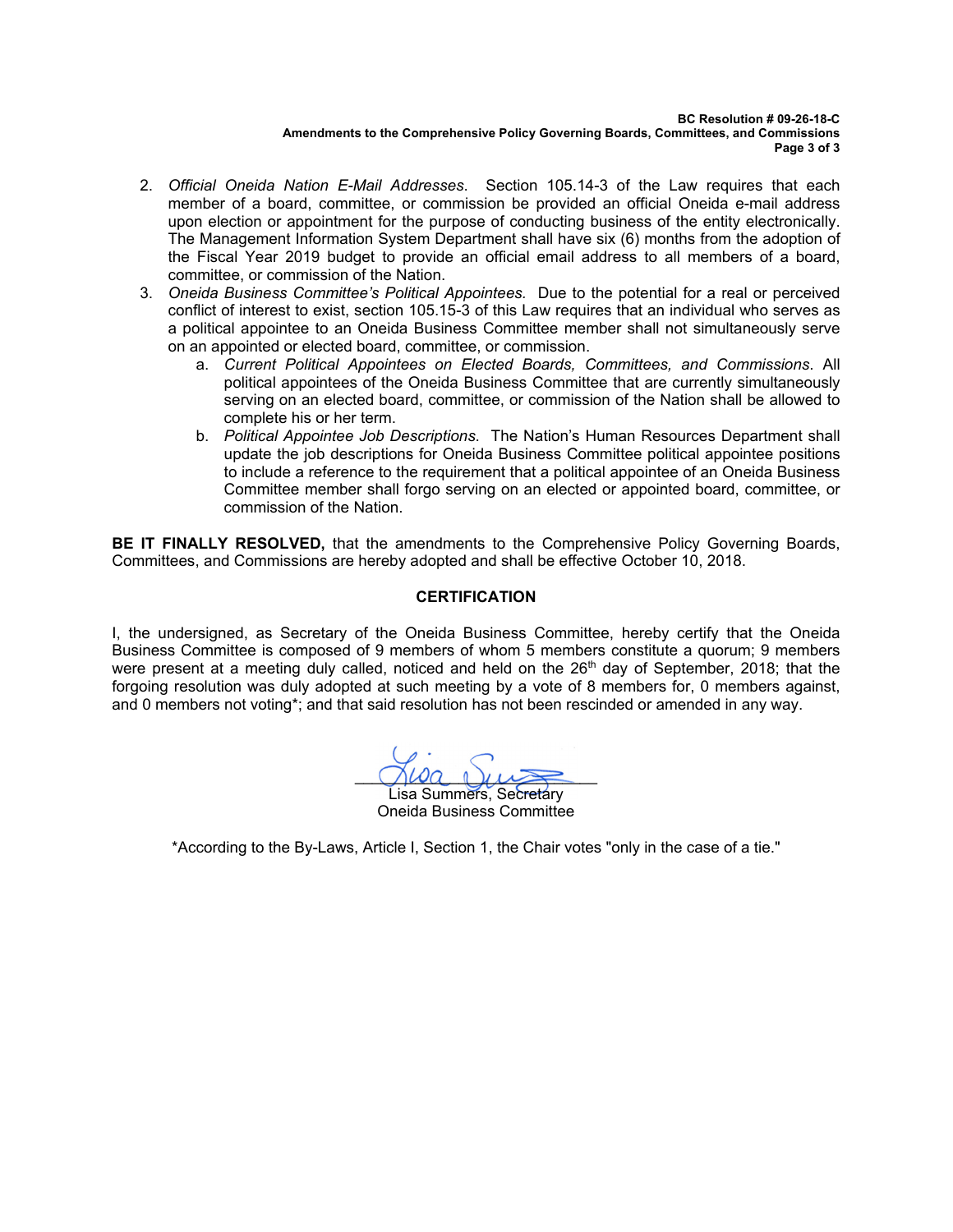2. *Official Oneida Nation E-Mail Addresses*. Section 105.14-3 of the Law requires that each member of a board, committee, or commission be provided an official Oneida e-mail address upon election or appointment for the purpose of conducting business of the entity electronically. The Management Information System Department shall have six (6) months from the adoption of the Fiscal Year 2019 budget to provide an official email address to all members of a board, committee, or commission of the Nation.
3. *Oneida Business Committee's Political Appointees.* Due to the potential for a real or perceived conflict of interest to exist, section 105.15-3 of this Law requires that an individual who serves as a political appointee to an Oneida Business Committee member shall not simultaneously serve on an appointed or elected board, committee, or commission.
   a. *Current Political Appointees on Elected Boards, Committees, and Commissions*. All political appointees of the Oneida Business Committee that are currently simultaneously serving on an elected board, committee, or commission of the Nation shall be allowed to complete his or her term.
   b. *Political Appointee Job Descriptions.* The Nation's Human Resources Department shall update the job descriptions for Oneida Business Committee political appointee positions to include a reference to the requirement that a political appointee of an Oneida Business Committee member shall forgo serving on an elected or appointed board, committee, or commission of the Nation.

**BE IT FINALLY RESOLVED,** that the amendments to the Comprehensive Policy Governing Boards, Committees, and Commissions are hereby adopted and shall be effective October 10, 2018.

## CERTIFICATION

I, the undersigned, as Secretary of the Oneida Business Committee, hereby certify that the Oneida Business Committee is composed of 9 members of whom 5 members constitute a quorum; 9 members were present at a meeting duly called, noticed and held on the 26th day of September, 2018; that the forgoing resolution was duly adopted at such meeting by a vote of 8 members for, 0 members against, and 0 members not voting*; and that said resolution has not been rescinded or amended in any way.

Lisa Summers, Secretary
Oneida Business Committee

*According to the By-Laws, Article I, Section 1, the Chair votes "only in the case of a tie."